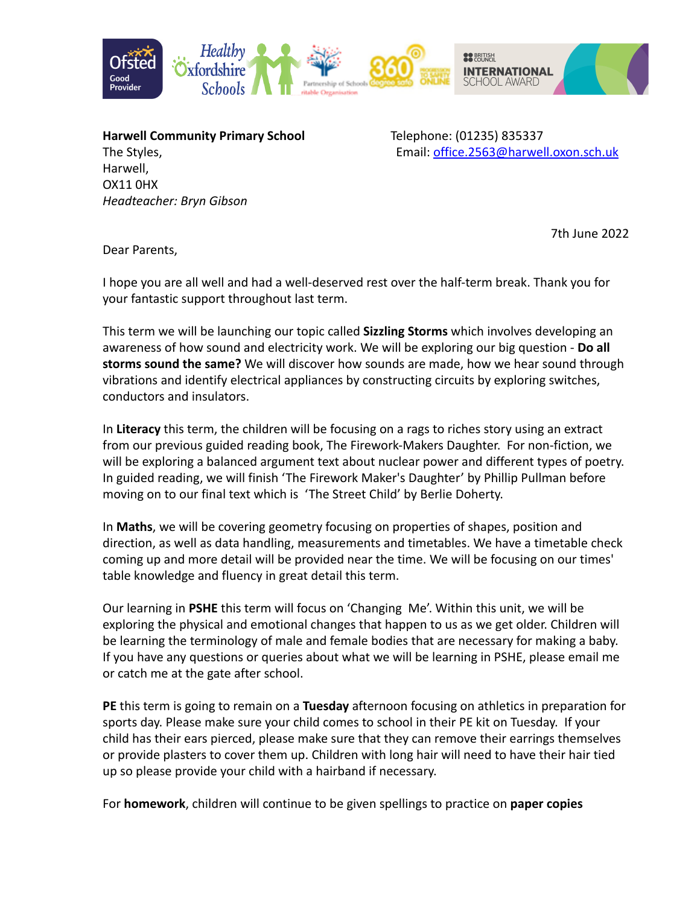**Harwell Community Primary School**
The Styles,
Harwell,
OX11 0HX
*Headteacher: Bryn Gibson*

Telephone: (01235) 835337
Email: office.2563@harwell.oxon.sch.uk

7th June 2022

Dear Parents,

I hope you are all well and had a well-deserved rest over the half-term break. Thank you for your fantastic support throughout last term.

This term we will be launching our topic called **Sizzling Storms** which involves developing an awareness of how sound and electricity work. We will be exploring our big question - **Do all storms sound the same?** We will discover how sounds are made, how we hear sound through vibrations and identify electrical appliances by constructing circuits by exploring switches, conductors and insulators.

In **Literacy** this term, the children will be focusing on a rags to riches story using an extract from our previous guided reading book, The Firework-Makers Daughter. For non-fiction, we will be exploring a balanced argument text about nuclear power and different types of poetry. In guided reading, we will finish 'The Firework Maker's Daughter' by Phillip Pullman before moving on to our final text which is 'The Street Child' by Berlie Doherty.

In **Maths**, we will be covering geometry focusing on properties of shapes, position and direction, as well as data handling, measurements and timetables. We have a timetable check coming up and more detail will be provided near the time. We will be focusing on our times' table knowledge and fluency in great detail this term.

Our learning in **PSHE** this term will focus on 'Changing Me'. Within this unit, we will be exploring the physical and emotional changes that happen to us as we get older. Children will be learning the terminology of male and female bodies that are necessary for making a baby. If you have any questions or queries about what we will be learning in PSHE, please email me or catch me at the gate after school.

**PE** this term is going to remain on a **Tuesday** afternoon focusing on athletics in preparation for sports day. Please make sure your child comes to school in their PE kit on Tuesday. If your child has their ears pierced, please make sure that they can remove their earrings themselves or provide plasters to cover them up. Children with long hair will need to have their hair tied up so please provide your child with a hairband if necessary.

For **homework**, children will continue to be given spellings to practice on **paper copies**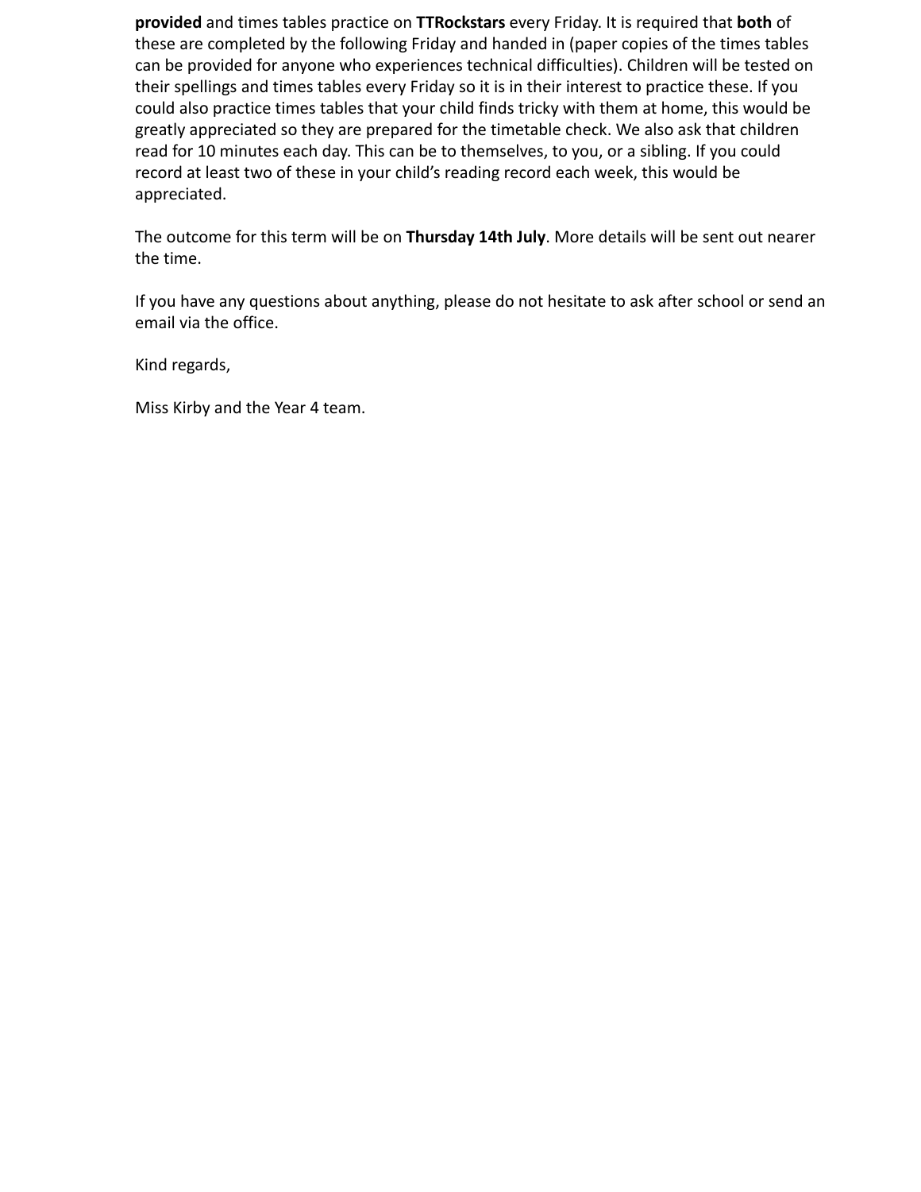**provided** and times tables practice on **TTRockstars** every Friday. It is required that **both** of these are completed by the following Friday and handed in (paper copies of the times tables can be provided for anyone who experiences technical difficulties). Children will be tested on their spellings and times tables every Friday so it is in their interest to practice these. If you could also practice times tables that your child finds tricky with them at home, this would be greatly appreciated so they are prepared for the timetable check. We also ask that children read for 10 minutes each day. This can be to themselves, to you, or a sibling. If you could record at least two of these in your child's reading record each week, this would be appreciated.

The outcome for this term will be on **Thursday 14th July**. More details will be sent out nearer the time.

If you have any questions about anything, please do not hesitate to ask after school or send an email via the office.

Kind regards,

Miss Kirby and the Year 4 team.